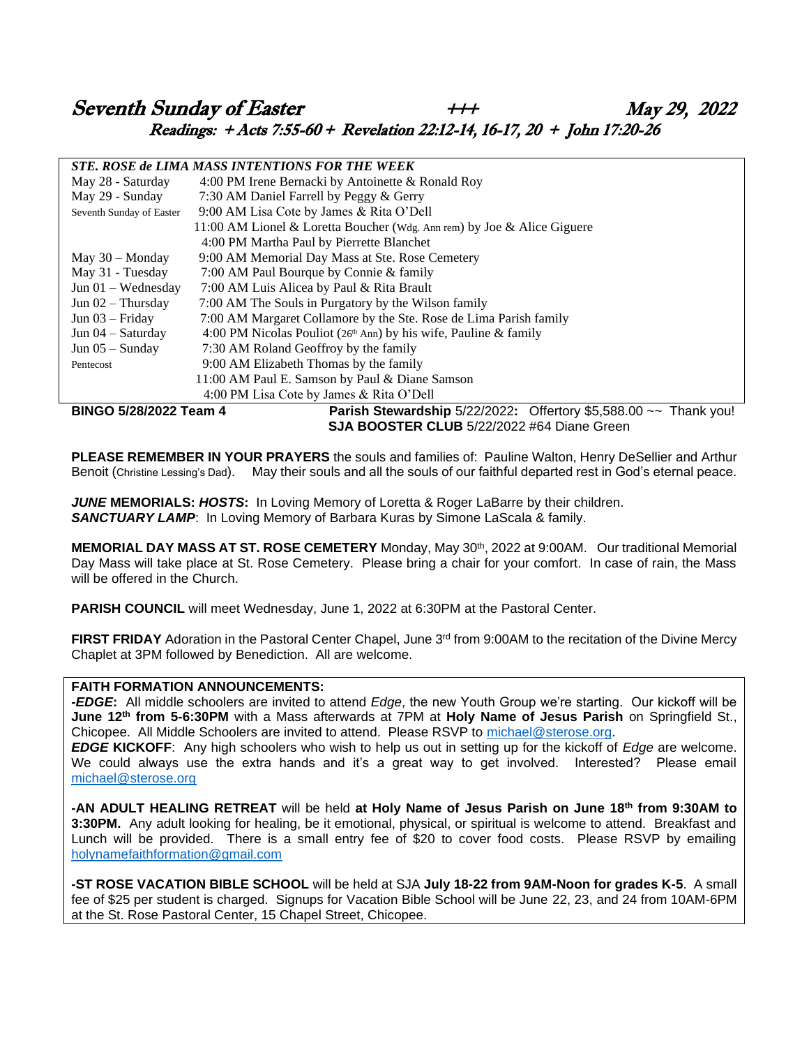# Seventh Sunday of Easter +++ May 29, 2022

## Readings: + Acts 7:55-60 + Revelation 22:12-14, 16-17, 20 + John 17:20-26

| *STE. ROSE de LIMA MASS INTENTIONS FOR THE WEEK* | |
|---|---|
| May 28 - Saturday | 4:00 PM Irene Bernacki by Antoinette & Ronald Roy |
| May 29 - Sunday | 7:30 AM Daniel Farrell by Peggy & Gerry |
| Seventh Sunday of Easter | 9:00 AM Lisa Cote by James & Rita O'Dell |
| | 11:00 AM Lionel & Loretta Boucher (Wdg. Ann rem) by Joe & Alice Giguere |
| | 4:00 PM Martha Paul by Pierrette Blanchet |
| May 30 – Monday | 9:00 AM Memorial Day Mass at Ste. Rose Cemetery |
| May 31 - Tuesday | 7:00 AM Paul Bourque by Connie & family |
| Jun 01 – Wednesday | 7:00 AM Luis Alicea by Paul & Rita Brault |
| Jun 02 – Thursday | 7:00 AM The Souls in Purgatory by the Wilson family |
| Jun 03 – Friday | 7:00 AM Margaret Collamore by the Ste. Rose de Lima Parish family |
| Jun 04 – Saturday | 4:00 PM Nicolas Pouliot (26th Ann) by his wife, Pauline & family |
| Jun 05 – Sunday | 7:30 AM Roland Geoffroy by the family |
| Pentecost | 9:00 AM Elizabeth Thomas by the family |
| | 11:00 AM Paul E. Samson by Paul & Diane Samson |
| | 4:00 PM Lisa Cote by James & Rita O'Dell |

**BINGO 5/28/2022 Team 4**

**Parish Stewardship** 5/22/2022**:** Offertory $5,588.00 ~~ Thank you!

**SJA BOOSTER CLUB** 5/22/2022 #64 Diane Green

**PLEASE REMEMBER IN YOUR PRAYERS** the souls and families of: Pauline Walton, Henry DeSellier and Arthur Benoit (Christine Lessing's Dad). May their souls and all the souls of our faithful departed rest in God's eternal peace.

***JUNE* MEMORIALS: *HOSTS*:** In Loving Memory of Loretta & Roger LaBarre by their children.
***SANCTUARY LAMP***: In Loving Memory of Barbara Kuras by Simone LaScala & family.

**MEMORIAL DAY MASS AT ST. ROSE CEMETERY** Monday, May 30th, 2022 at 9:00AM. Our traditional Memorial Day Mass will take place at St. Rose Cemetery. Please bring a chair for your comfort. In case of rain, the Mass will be offered in the Church.

**PARISH COUNCIL** will meet Wednesday, June 1, 2022 at 6:30PM at the Pastoral Center.

**FIRST FRIDAY** Adoration in the Pastoral Center Chapel, June 3rd from 9:00AM to the recitation of the Divine Mercy Chaplet at 3PM followed by Benediction. All are welcome.

**FAITH FORMATION ANNOUNCEMENTS:**

***-EDGE*:** All middle schoolers are invited to attend *Edge*, the new Youth Group we're starting. Our kickoff will be **June 12th from 5-6:30PM** with a Mass afterwards at 7PM at **Holy Name of Jesus Parish** on Springfield St., Chicopee. All Middle Schoolers are invited to attend. Please RSVP to michael@sterose.org.

***EDGE* KICKOFF**: Any high schoolers who wish to help us out in setting up for the kickoff of *Edge* are welcome. We could always use the extra hands and it's a great way to get involved. Interested? Please email michael@sterose.org

**-AN ADULT HEALING RETREAT** will be held **at Holy Name of Jesus Parish on June 18th from 9:30AM to 3:30PM.** Any adult looking for healing, be it emotional, physical, or spiritual is welcome to attend. Breakfast and Lunch will be provided. There is a small entry fee of $20 to cover food costs. Please RSVP by emailing holynamefaithformation@gmail.com

**-ST ROSE VACATION BIBLE SCHOOL** will be held at SJA **July 18-22 from 9AM-Noon for grades K-5**. A small fee of $25 per student is charged. Signups for Vacation Bible School will be June 22, 23, and 24 from 10AM-6PM at the St. Rose Pastoral Center, 15 Chapel Street, Chicopee.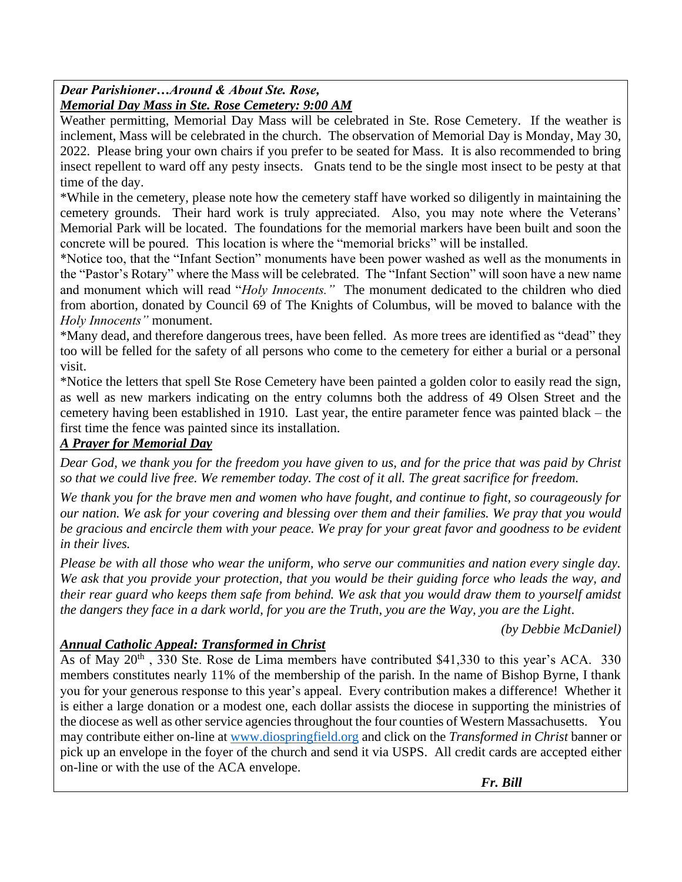***Dear Parishioner…Around & About Ste. Rose,***

***Memorial Day Mass in Ste. Rose Cemetery: 9:00 AM***

Weather permitting, Memorial Day Mass will be celebrated in Ste. Rose Cemetery. If the weather is inclement, Mass will be celebrated in the church. The observation of Memorial Day is Monday, May 30, 2022. Please bring your own chairs if you prefer to be seated for Mass. It is also recommended to bring insect repellent to ward off any pesty insects. Gnats tend to be the single most insect to be pesty at that time of the day.

*While in the cemetery, please note how the cemetery staff have worked so diligently in maintaining the cemetery grounds. Their hard work is truly appreciated. Also, you may note where the Veterans' Memorial Park will be located. The foundations for the memorial markers have been built and soon the concrete will be poured. This location is where the "memorial bricks" will be installed.

*Notice too, that the "Infant Section" monuments have been power washed as well as the monuments in the "Pastor's Rotary" where the Mass will be celebrated. The "Infant Section" will soon have a new name and monument which will read "*Holy Innocents.*" The monument dedicated to the children who died from abortion, donated by Council 69 of The Knights of Columbus, will be moved to balance with the *Holy Innocents"* monument.

*Many dead, and therefore dangerous trees, have been felled. As more trees are identified as "dead" they too will be felled for the safety of all persons who come to the cemetery for either a burial or a personal visit.

*Notice the letters that spell Ste Rose Cemetery have been painted a golden color to easily read the sign, as well as new markers indicating on the entry columns both the address of 49 Olsen Street and the cemetery having been established in 1910. Last year, the entire parameter fence was painted black – the first time the fence was painted since its installation.

***A Prayer for Memorial Day***

*Dear God, we thank you for the freedom you have given to us, and for the price that was paid by Christ so that we could live free. We remember today. The cost of it all. The great sacrifice for freedom.*

*We thank you for the brave men and women who have fought, and continue to fight, so courageously for our nation. We ask for your covering and blessing over them and their families. We pray that you would be gracious and encircle them with your peace. We pray for your great favor and goodness to be evident in their lives.*

*Please be with all those who wear the uniform, who serve our communities and nation every single day. We ask that you provide your protection, that you would be their guiding force who leads the way, and their rear guard who keeps them safe from behind. We ask that you would draw them to yourself amidst the dangers they face in a dark world, for you are the Truth, you are the Way, you are the Light.*

*(by Debbie McDaniel)*

***Annual Catholic Appeal: Transformed in Christ***

As of May 20th , 330 Ste. Rose de Lima members have contributed $41,330 to this year's ACA. 330 members constitutes nearly 11% of the membership of the parish. In the name of Bishop Byrne, I thank you for your generous response to this year's appeal. Every contribution makes a difference! Whether it is either a large donation or a modest one, each dollar assists the diocese in supporting the ministries of the diocese as well as other service agencies throughout the four counties of Western Massachusetts. You may contribute either on-line at www.diospringfield.org and click on the *Transformed in Christ* banner or pick up an envelope in the foyer of the church and send it via USPS. All credit cards are accepted either on-line or with the use of the ACA envelope.

***Fr. Bill***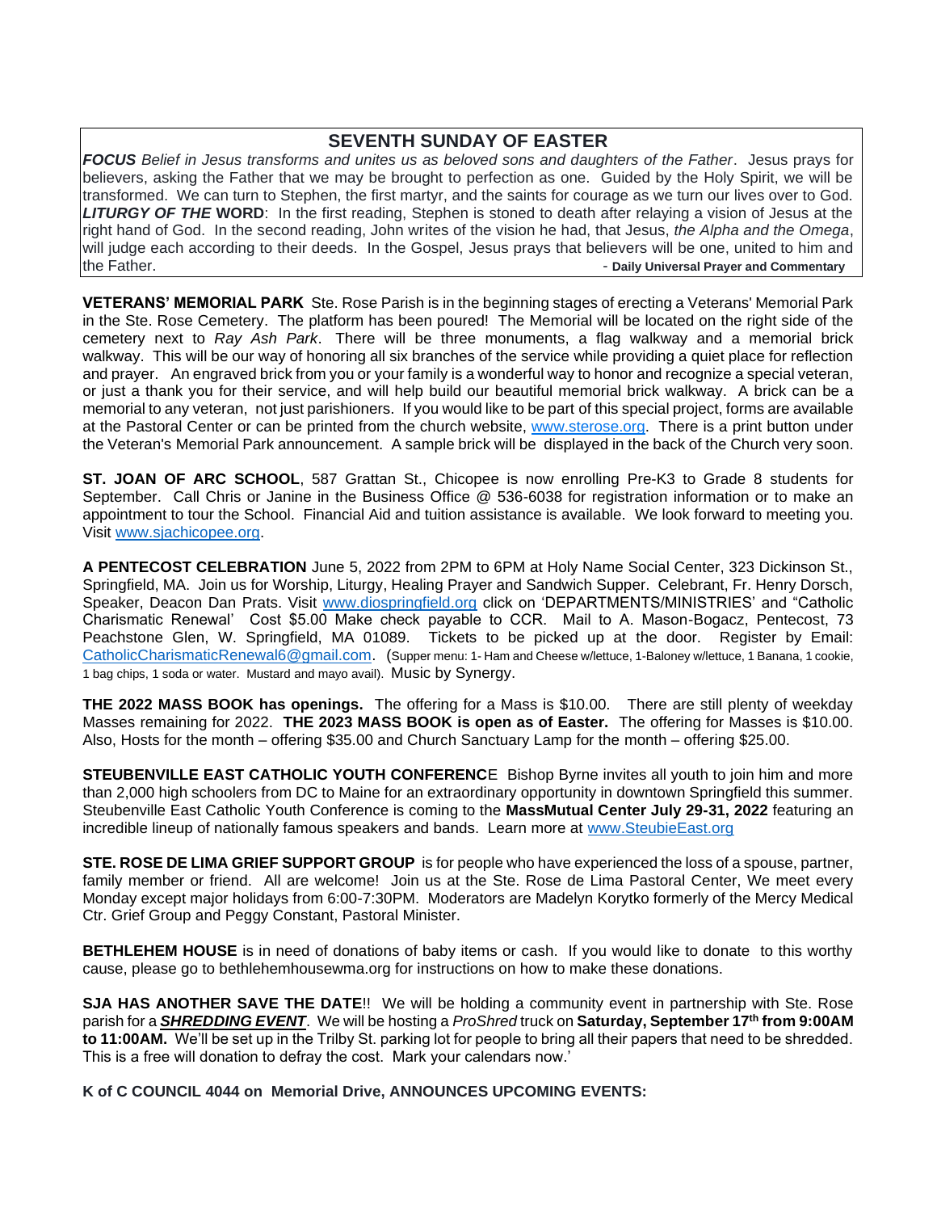## SEVENTH SUNDAY OF EASTER

***FOCUS*** *Belief in Jesus transforms and unites us as beloved sons and daughters of the Father*. Jesus prays for believers, asking the Father that we may be brought to perfection as one. Guided by the Holy Spirit, we will be transformed. We can turn to Stephen, the first martyr, and the saints for courage as we turn our lives over to God. ***LITURGY OF THE* WORD**: In the first reading, Stephen is stoned to death after relaying a vision of Jesus at the right hand of God. In the second reading, John writes of the vision he had, that Jesus, *the Alpha and the Omega*, will judge each according to their deeds. In the Gospel, Jesus prays that believers will be one, united to him and the Father. - **Daily Universal Prayer and Commentary**

**VETERANS' MEMORIAL PARK** Ste. Rose Parish is in the beginning stages of erecting a Veterans' Memorial Park in the Ste. Rose Cemetery. The platform has been poured! The Memorial will be located on the right side of the cemetery next to *Ray Ash Park*. There will be three monuments, a flag walkway and a memorial brick walkway. This will be our way of honoring all six branches of the service while providing a quiet place for reflection and prayer. An engraved brick from you or your family is a wonderful way to honor and recognize a special veteran, or just a thank you for their service, and will help build our beautiful memorial brick walkway. A brick can be a memorial to any veteran, not just parishioners. If you would like to be part of this special project, forms are available at the Pastoral Center or can be printed from the church website, www.sterose.org. There is a print button under the Veteran's Memorial Park announcement. A sample brick will be displayed in the back of the Church very soon.

**ST. JOAN OF ARC SCHOOL**, 587 Grattan St., Chicopee is now enrolling Pre-K3 to Grade 8 students for September. Call Chris or Janine in the Business Office @ 536-6038 for registration information or to make an appointment to tour the School. Financial Aid and tuition assistance is available. We look forward to meeting you. Visit www.sjachicopee.org.

**A PENTECOST CELEBRATION** June 5, 2022 from 2PM to 6PM at Holy Name Social Center, 323 Dickinson St., Springfield, MA. Join us for Worship, Liturgy, Healing Prayer and Sandwich Supper. Celebrant, Fr. Henry Dorsch, Speaker, Deacon Dan Prats. Visit www.diospringfield.org click on 'DEPARTMENTS/MINISTRIES' and "Catholic Charismatic Renewal' Cost $5.00 Make check payable to CCR. Mail to A. Mason-Bogacz, Pentecost, 73 Peachstone Glen, W. Springfield, MA 01089. Tickets to be picked up at the door. Register by Email: CatholicCharismaticRenewal6@gmail.com. (Supper menu: 1- Ham and Cheese w/lettuce, 1-Baloney w/lettuce, 1 Banana, 1 cookie, 1 bag chips, 1 soda or water. Mustard and mayo avail). Music by Synergy.

**THE 2022 MASS BOOK has openings.** The offering for a Mass is $10.00. There are still plenty of weekday Masses remaining for 2022. **THE 2023 MASS BOOK is open as of Easter.** The offering for Masses is $10.00. Also, Hosts for the month – offering $35.00 and Church Sanctuary Lamp for the month – offering $25.00.

**STEUBENVILLE EAST CATHOLIC YOUTH CONFERENC**E Bishop Byrne invites all youth to join him and more than 2,000 high schoolers from DC to Maine for an extraordinary opportunity in downtown Springfield this summer. Steubenville East Catholic Youth Conference is coming to the **MassMutual Center July 29-31, 2022** featuring an incredible lineup of nationally famous speakers and bands. Learn more at www.SteubieEast.org

**STE. ROSE DE LIMA GRIEF SUPPORT GROUP** is for people who have experienced the loss of a spouse, partner, family member or friend. All are welcome! Join us at the Ste. Rose de Lima Pastoral Center, We meet every Monday except major holidays from 6:00-7:30PM. Moderators are Madelyn Korytko formerly of the Mercy Medical Ctr. Grief Group and Peggy Constant, Pastoral Minister.

**BETHLEHEM HOUSE** is in need of donations of baby items or cash. If you would like to donate to this worthy cause, please go to bethlehemhousewma.org for instructions on how to make these donations.

**SJA HAS ANOTHER SAVE THE DATE**!! We will be holding a community event in partnership with Ste. Rose parish for a ***SHREDDING EVENT***. We will be hosting a *ProShred* truck on **Saturday, September 17th from 9:00AM to 11:00AM.** We'll be set up in the Trilby St. parking lot for people to bring all their papers that need to be shredded. This is a free will donation to defray the cost. Mark your calendars now.'

**K of C COUNCIL 4044 on Memorial Drive, ANNOUNCES UPCOMING EVENTS:**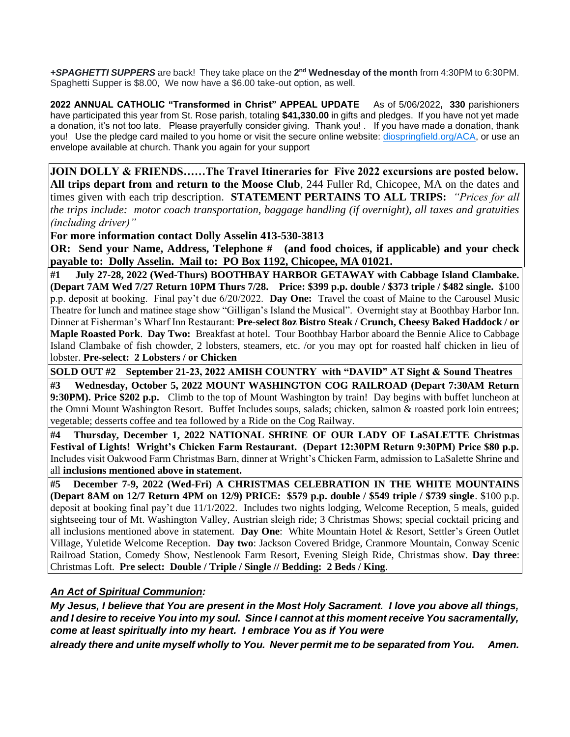***+SPAGHETTI SUPPERS*** are back! They take place on the **2nd Wednesday of the month** from 4:30PM to 6:30PM. Spaghetti Supper is $8.00, We now have a $6.00 take-out option, as well.

**2022 ANNUAL CATHOLIC "Transformed in Christ" APPEAL UPDATE** As of 5/06/2022**, 330** parishioners have participated this year from St. Rose parish, totaling **$41,330.00** in gifts and pledges. If you have not yet made a donation, it's not too late. Please prayerfully consider giving. Thank you! . If you have made a donation, thank you! Use the pledge card mailed to you home or visit the secure online website: diospringfield.org/ACA, or use an envelope available at church. Thank you again for your support

**JOIN DOLLY & FRIENDS……The Travel Itineraries for Five 2022 excursions are posted below. All trips depart from and return to the Moose Club**, 244 Fuller Rd, Chicopee, MA on the dates and times given with each trip description. **STATEMENT PERTAINS TO ALL TRIPS:** *"Prices for all the trips include: motor coach transportation, baggage handling (if overnight), all taxes and gratuities (including driver)"*

**For more information contact Dolly Asselin 413-530-3813**

**OR: Send your Name, Address, Telephone # (and food choices, if applicable) and your check payable to: Dolly Asselin. Mail to: PO Box 1192, Chicopee, MA 01021.**

**#1 July 27-28, 2022 (Wed-Thurs) BOOTHBAY HARBOR GETAWAY with Cabbage Island Clambake. (Depart 7AM Wed 7/27 Return 10PM Thurs 7/28. Price: $399 p.p. double / $373 triple / $482 single.** $100 p.p. deposit at booking. Final pay't due 6/20/2022. **Day One:** Travel the coast of Maine to the Carousel Music Theatre for lunch and matinee stage show "Gilligan's Island the Musical". Overnight stay at Boothbay Harbor Inn. Dinner at Fisherman's Wharf Inn Restaurant: **Pre-select 8oz Bistro Steak / Crunch, Cheesy Baked Haddock / or Maple Roasted Pork**. **Day Two:** Breakfast at hotel. Tour Boothbay Harbor aboard the Bennie Alice to Cabbage Island Clambake of fish chowder, 2 lobsters, steamers, etc. /or you may opt for roasted half chicken in lieu of lobster. **Pre-select: 2 Lobsters / or Chicken**

**SOLD OUT #2 September 21-23, 2022 AMISH COUNTRY with "DAVID" AT Sight & Sound Theatres**

**#3 Wednesday, October 5, 2022 MOUNT WASHINGTON COG RAILROAD (Depart 7:30AM Return 9:30PM). Price $202 p.p.** Climb to the top of Mount Washington by train! Day begins with buffet luncheon at the Omni Mount Washington Resort. Buffet Includes soups, salads; chicken, salmon & roasted pork loin entrees; vegetable; desserts coffee and tea followed by a Ride on the Cog Railway.

**#4 Thursday, December 1, 2022 NATIONAL SHRINE OF OUR LADY OF LaSALETTE Christmas Festival of Lights! Wright's Chicken Farm Restaurant. (Depart 12:30PM Return 9:30PM) Price $80 p.p.** Includes visit Oakwood Farm Christmas Barn, dinner at Wright's Chicken Farm, admission to LaSalette Shrine and all **inclusions mentioned above in statement.**

**#5 December 7-9, 2022 (Wed-Fri) A CHRISTMAS CELEBRATION IN THE WHITE MOUNTAINS (Depart 8AM on 12/7 Return 4PM on 12/9) PRICE: $579 p.p. double / $549 triple / $739 single**. $100 p.p. deposit at booking final pay't due 11/1/2022. Includes two nights lodging, Welcome Reception, 5 meals, guided sightseeing tour of Mt. Washington Valley, Austrian sleigh ride; 3 Christmas Shows; special cocktail pricing and all inclusions mentioned above in statement. **Day One**: White Mountain Hotel & Resort, Settler's Green Outlet Village, Yuletide Welcome Reception. **Day two**: Jackson Covered Bridge, Cranmore Mountain, Conway Scenic Railroad Station, Comedy Show, Nestlenook Farm Resort, Evening Sleigh Ride, Christmas show. **Day three**: Christmas Loft. **Pre select: Double / Triple / Single // Bedding: 2 Beds / King**.

***An Act of Spiritual Communion:***

***My Jesus, I believe that You are present in the Most Holy Sacrament. I love you above all things, and I desire to receive You into my soul. Since I cannot at this moment receive You sacramentally, come at least spiritually into my heart. I embrace You as if You were already there and unite myself wholly to You. Never permit me to be separated from You. Amen.***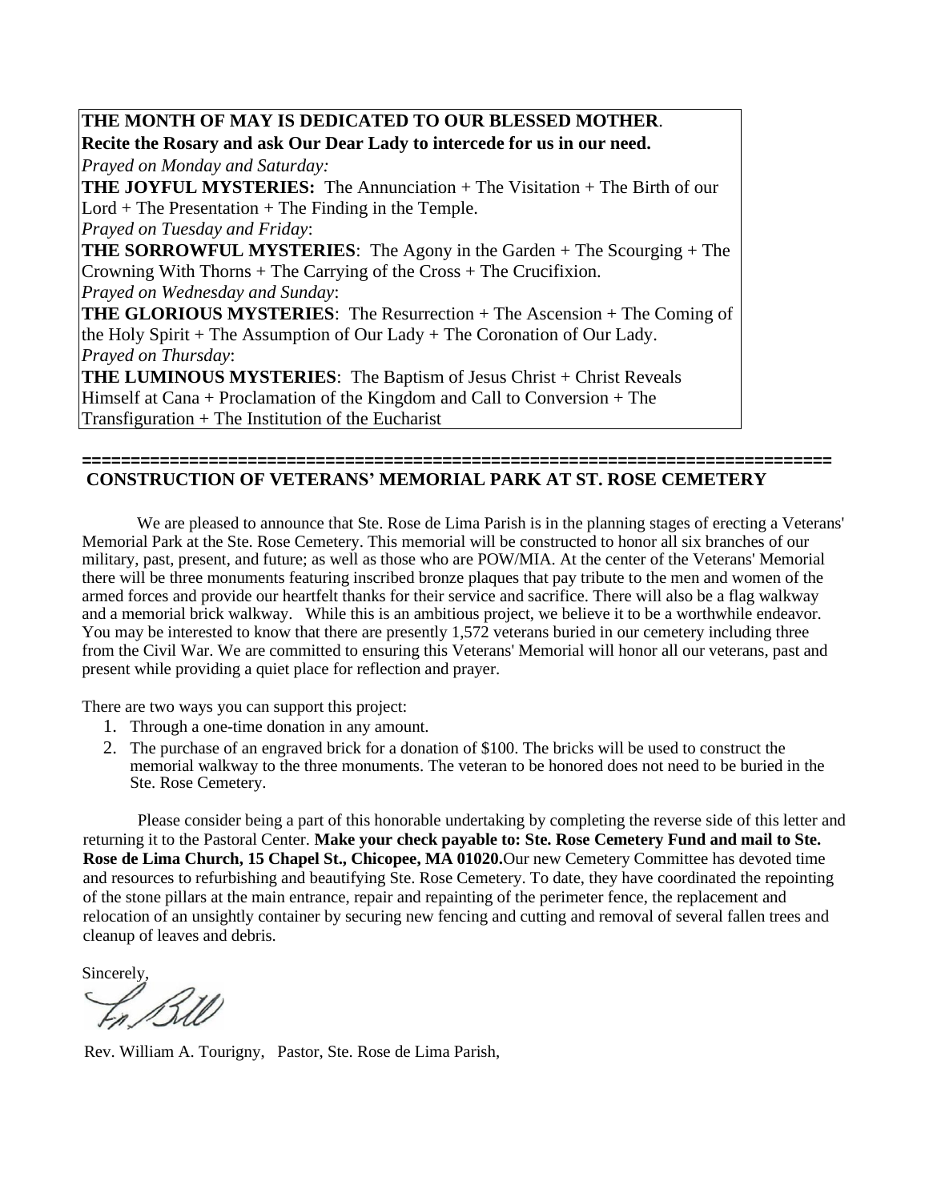**THE MONTH OF MAY IS DEDICATED TO OUR BLESSED MOTHER**.
**Recite the Rosary and ask Our Dear Lady to intercede for us in our need.**

*Prayed on Monday and Saturday:*
**THE JOYFUL MYSTERIES:** The Annunciation + The Visitation + The Birth of our Lord + The Presentation + The Finding in the Temple.

*Prayed on Tuesday and Friday*:
**THE SORROWFUL MYSTERIES**: The Agony in the Garden + The Scourging + The Crowning With Thorns + The Carrying of the Cross + The Crucifixion.

*Prayed on Wednesday and Sunday*:
**THE GLORIOUS MYSTERIES**: The Resurrection + The Ascension + The Coming of the Holy Spirit + The Assumption of Our Lady + The Coronation of Our Lady.

*Prayed on Thursday*:
**THE LUMINOUS MYSTERIES**: The Baptism of Jesus Christ + Christ Reveals Himself at Cana + Proclamation of the Kingdom and Call to Conversion + The Transfiguration + The Institution of the Eucharist

---

## CONSTRUCTION OF VETERANS' MEMORIAL PARK AT ST. ROSE CEMETERY

We are pleased to announce that Ste. Rose de Lima Parish is in the planning stages of erecting a Veterans' Memorial Park at the Ste. Rose Cemetery. This memorial will be constructed to honor all six branches of our military, past, present, and future; as well as those who are POW/MIA. At the center of the Veterans' Memorial there will be three monuments featuring inscribed bronze plaques that pay tribute to the men and women of the armed forces and provide our heartfelt thanks for their service and sacrifice. There will also be a flag walkway and a memorial brick walkway. While this is an ambitious project, we believe it to be a worthwhile endeavor. You may be interested to know that there are presently 1,572 veterans buried in our cemetery including three from the Civil War. We are committed to ensuring this Veterans' Memorial will honor all our veterans, past and present while providing a quiet place for reflection and prayer.

There are two ways you can support this project:

1. Through a one-time donation in any amount.
2. The purchase of an engraved brick for a donation of $100. The bricks will be used to construct the memorial walkway to the three monuments. The veteran to be honored does not need to be buried in the Ste. Rose Cemetery.

Please consider being a part of this honorable undertaking by completing the reverse side of this letter and returning it to the Pastoral Center. **Make your check payable to: Ste. Rose Cemetery Fund and mail to Ste. Rose de Lima Church, 15 Chapel St., Chicopee, MA 01020.** Our new Cemetery Committee has devoted time and resources to refurbishing and beautifying Ste. Rose Cemetery. To date, they have coordinated the repointing of the stone pillars at the main entrance, repair and repainting of the perimeter fence, the replacement and relocation of an unsightly container by securing new fencing and cutting and removal of several fallen trees and cleanup of leaves and debris.

Sincerely,

Fr. Bill

Rev. William A. Tourigny, Pastor, Ste. Rose de Lima Parish,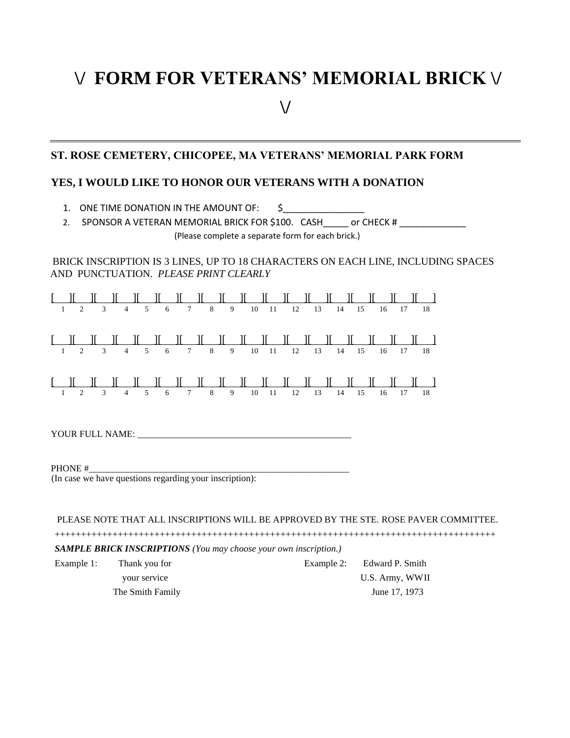# \/ FORM FOR VETERANS' MEMORIAL BRICK \/ \/

---

## ST. ROSE CEMETERY, CHICOPEE, MA VETERANS' MEMORIAL PARK FORM

## YES, I WOULD LIKE TO HONOR OUR VETERANS WITH A DONATION

1. ONE TIME DONATION IN THE AMOUNT OF: $________________
2. SPONSOR A VETERAN MEMORIAL BRICK FOR $100. CASH_____ or CHECK # _____________

(Please complete a separate form for each brick.)

BRICK INSCRIPTION IS 3 LINES, UP TO 18 CHARACTERS ON EACH LINE, INCLUDING SPACES AND PUNCTUATION. *PLEASE PRINT CLEARLY*

[__][__][__][__][__][__][__][__][__][__][__][__][__][__][__][__][__][__]
1 2 3 4 5 6 7 8 9 10 11 12 13 14 15 16 17 18

[__][__][__][__][__][__][__][__][__][__][__][__][__][__][__][__][__][__]
1 2 3 4 5 6 7 8 9 10 11 12 13 14 15 16 17 18

[__][__][__][__][__][__][__][__][__][__][__][__][__][__][__][__][__][__]
1 2 3 4 5 6 7 8 9 10 11 12 13 14 15 16 17 18

YOUR FULL NAME: _______________________________________________

PHONE #_________________________________________________________
(In case we have questions regarding your inscription):

PLEASE NOTE THAT ALL INSCRIPTIONS WILL BE APPROVED BY THE STE. ROSE PAVER COMMITTEE.

++++++++++++++++++++++++++++++++++++++++++++++++++++++++++++++++++++++++++++++++++++

***SAMPLE BRICK INSCRIPTIONS*** *(You may choose your own inscription.)*

Example 1:
Thank you for
your service
The Smith Family

Example 2:
Edward P. Smith
U.S. Army, WWII
June 17, 1973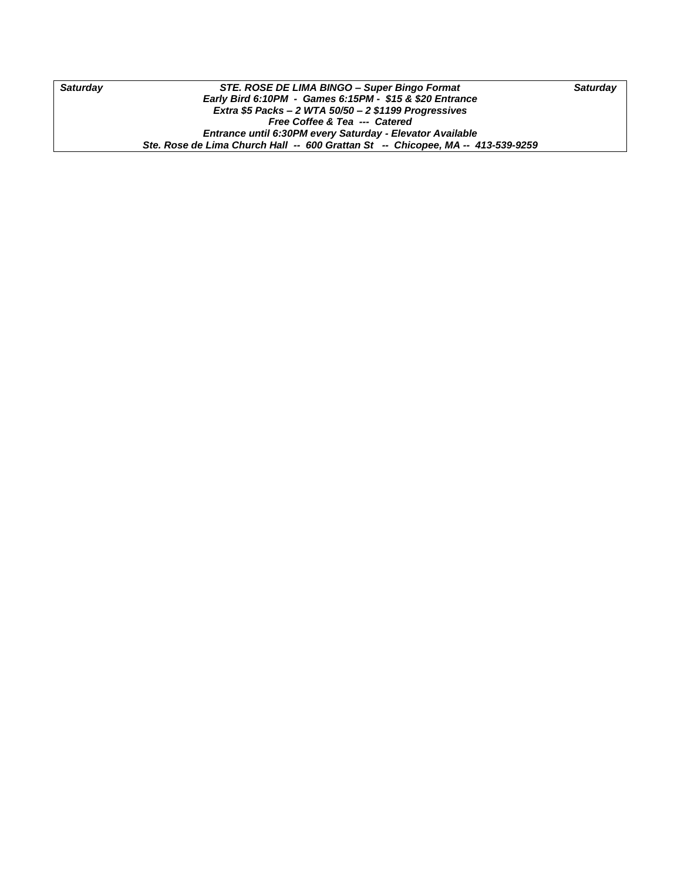| | | |
|---|---|---|
| ***Saturday*** | ***STE. ROSE DE LIMA BINGO – Super Bingo Format*** | ***Saturday*** |
| | ***Early Bird 6:10PM - Games 6:15PM - $15 & $20 Entrance*** | |
| | ***Extra $5 Packs – 2 WTA 50/50 – 2 $1199 Progressives*** | |
| | ***Free Coffee & Tea --- Catered*** | |
| | ***Entrance until 6:30PM every Saturday - Elevator Available*** | |
| | ***Ste. Rose de Lima Church Hall -- 600 Grattan St -- Chicopee, MA -- 413-539-9259*** | |